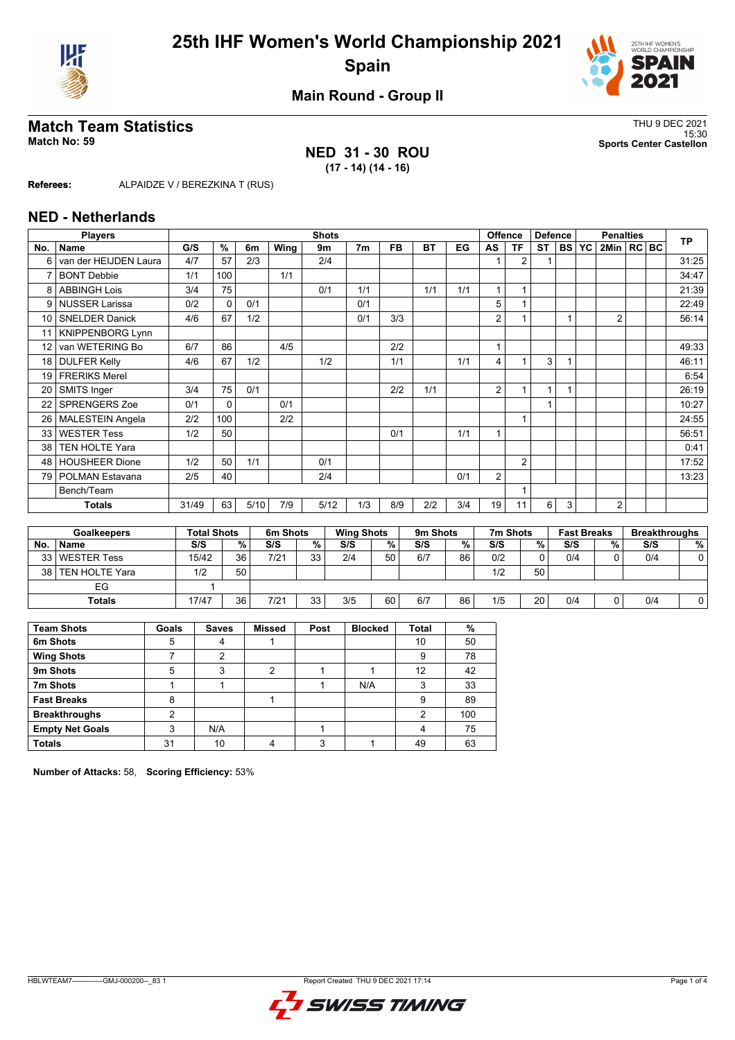# 25th IHF Women's World Championship 2021
## Spain

### Main Round - Group II

## Match Team Statistics

**Match No: 59**

THU 9 DEC 2021
15:30
**Sports Center Castellon**

**NED 31 - 30 ROU**
**(17 - 14) (14 - 16)**

**Referees:** ALPAIDZE V / BEREZKINA T (RUS)

## NED - Netherlands

| No. | Name | G/S | % | 6m | Wing | 9m | 7m | FB | BT | EG | AS | TF | ST | BS | YC | 2Min | RC | BC | TP |
|---|---|---|---|---|---|---|---|---|---|---|---|---|---|---|---|---|---|---|---|
| | **Players** | **Shots** | | | | | | | | | **Offence** | | **Defence** | | **Penalties** | | | | |
| 6 | van der HEIJDEN Laura | 4/7 | 57 | 2/3 | | 2/4 | | | | | 1 | 2 | 1 | | | | | | 31:25 |
| 7 | BONT Debbie | 1/1 | 100 | | 1/1 | | | | | | | | | | | | | | 34:47 |
| 8 | ABBINGH Lois | 3/4 | 75 | | | 0/1 | 1/1 | | 1/1 | 1/1 | 1 | 1 | | | | | | | 21:39 |
| 9 | NUSSER Larissa | 0/2 | 0 | 0/1 | | | 0/1 | | | | 5 | 1 | | | | | | | 22:49 |
| 10 | SNELDER Danick | 4/6 | 67 | 1/2 | | | 0/1 | 3/3 | | | 2 | 1 | | 1 | | 2 | | | 56:14 |
| 11 | KNIPPENBORG Lynn | | | | | | | | | | | | | | | | | | |
| 12 | van WETERING Bo | 6/7 | 86 | | 4/5 | | | 2/2 | | | 1 | | | | | | | | 49:33 |
| 18 | DULFER Kelly | 4/6 | 67 | 1/2 | | 1/2 | | 1/1 | | 1/1 | 4 | 1 | 3 | 1 | | | | | 46:11 |
| 19 | FRERIKS Merel | | | | | | | | | | | | | | | | | | 6:54 |
| 20 | SMITS Inger | 3/4 | 75 | 0/1 | | | | 2/2 | 1/1 | | 2 | 1 | 1 | 1 | | | | | 26:19 |
| 22 | SPRENGERS Zoe | 0/1 | 0 | | 0/1 | | | | | | | | 1 | | | | | | 10:27 |
| 26 | MALESTEIN Angela | 2/2 | 100 | | 2/2 | | | | | | | 1 | | | | | | | 24:55 |
| 33 | WESTER Tess | 1/2 | 50 | | | | | 0/1 | | 1/1 | 1 | | | | | | | | 56:51 |
| 38 | TEN HOLTE Yara | | | | | | | | | | | | | | | | | | 0:41 |
| 48 | HOUSHEER Dione | 1/2 | 50 | 1/1 | | 0/1 | | | | | | 2 | | | | | | | 17:52 |
| 79 | POLMAN Estavana | 2/5 | 40 | | | 2/4 | | | | 0/1 | 2 | | | | | | | | 13:23 |
| | Bench/Team | | | | | | | | | | | 1 | | | | | | | |
| | **Totals** | 31/49 | 63 | 5/10 | 7/9 | 5/12 | 1/3 | 8/9 | 2/2 | 3/4 | 19 | 11 | 6 | 3 | | 2 | | | |

| No. | Name | Total Shots S/S | % | 6m Shots S/S | % | Wing Shots S/S | % | 9m Shots S/S | % | 7m Shots S/S | % | Fast Breaks S/S | % | Breakthroughs S/S | % |
|---|---|---|---|---|---|---|---|---|---|---|---|---|---|---|---|
| 33 | WESTER Tess | 15/42 | 36 | 7/21 | 33 | 2/4 | 50 | 6/7 | 86 | 0/2 | 0 | 0/4 | 0 | 0/4 | 0 |
| 38 | TEN HOLTE Yara | 1/2 | 50 | | | | | | | 1/2 | 50 | | | | |
| | EG | 1 | | | | | | | | | | | | | |
| | **Totals** | 17/47 | 36 | 7/21 | 33 | 3/5 | 60 | 6/7 | 86 | 1/5 | 20 | 0/4 | 0 | 0/4 | 0 |

| Team Shots | Goals | Saves | Missed | Post | Blocked | Total | % |
|---|---|---|---|---|---|---|---|
| **6m Shots** | 5 | 4 | 1 | | | 10 | 50 |
| **Wing Shots** | 7 | 2 | | | | 9 | 78 |
| **9m Shots** | 5 | 3 | 2 | 1 | 1 | 12 | 42 |
| **7m Shots** | 1 | 1 | | 1 | N/A | 3 | 33 |
| **Fast Breaks** | 8 | | 1 | | | 9 | 89 |
| **Breakthroughs** | 2 | | | | | 2 | 100 |
| **Empty Net Goals** | 3 | N/A | | 1 | | 4 | 75 |
| **Totals** | 31 | 10 | 4 | 3 | 1 | 49 | 63 |

**Number of Attacks:** 58, **Scoring Efficiency:** 53%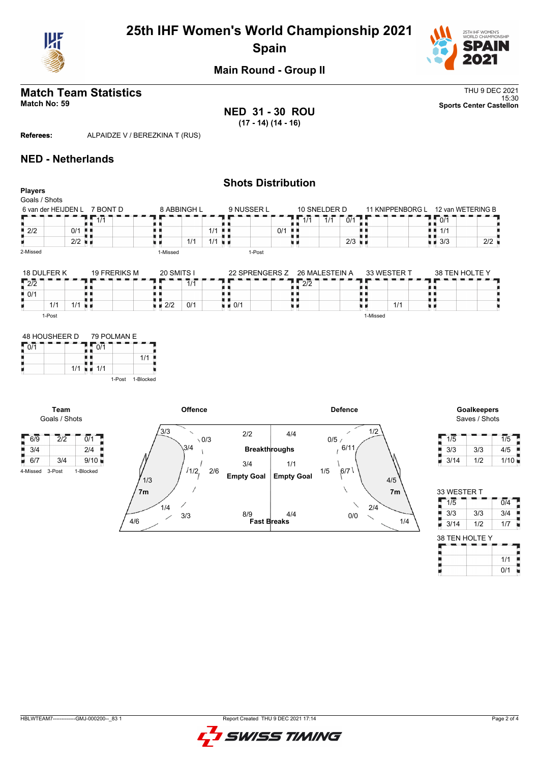# 25th IHF Women's World Championship 2021
## Spain

### Main Round - Group II

## Match Team Statistics

**Match No: 59**

THU 9 DEC 2021
15:30
**Sports Center Castellon**

**NED 31 - 30 ROU**
**(17 - 14) (14 - 16)**

**Referees:** ALPAIDZE V / BEREZKINA T (RUS)

## NED - Netherlands

### Shots Distribution

**Players**
Goals / Shots

**6 van der HEIJDEN L**

| | | |
|---|---|---|
| | | |
| 2/2 | | 0/1 |
| | | 2/2 |

2-Missed

**7 BONT D**

| | | |
|---|---|---|
| 1/1 | | |
| | | |
| | | |

**8 ABBINGH L**

| | | |
|---|---|---|
| | | |
| | | 1/1 |
| | 1/1 | 1/1 |

1-Missed

**9 NUSSER L**

| | | |
|---|---|---|
| | | |
| | | 0/1 |
| | | |

1-Post

**10 SNELDER D**

| | | |
|---|---|---|
| 1/1 | 1/1 | 0/1 |
| | | |
| | | 2/3 |

**11 KNIPPENBORG L**

| | | |
|---|---|---|
| | | |
| | | |
| | | |

**12 van WETERING B**

| | | |
|---|---|---|
| 0/1 | | |
| 1/1 | | |
| 3/3 | | 2/2 |

**18 DULFER K**

| | | |
|---|---|---|
| 2/2 | | |
| 0/1 | | |
| | 1/1 | 1/1 |

1-Post

**19 FRERIKS M**

| | | |
|---|---|---|
| | | |
| | | |
| | | |

**20 SMITS I**

| | | |
|---|---|---|
| | 1/1 | |
| | | |
| 2/2 | 0/1 | |

**22 SPRENGERS Z**

| | | |
|---|---|---|
| | | |
| | | |
| 0/1 | | |

**26 MALESTEIN A**

| | | |
|---|---|---|
| 2/2 | | |
| | | |
| | | |

**33 WESTER T**

| | | |
|---|---|---|
| | | |
| | | |
| | 1/1 | |

1-Missed

**38 TEN HOLTE Y**

| | | |
|---|---|---|
| | | |
| | | |
| | | |

**48 HOUSHEER D**

| | | |
|---|---|---|
| 0/1 | | |
| | | |
| | | 1/1 |

**79 POLMAN E**

| | | |
|---|---|---|
| 0/1 | | |
| | | 1/1 |
| 1/1 | | |

1-Post 1-Blocked

**Team**
Goals / Shots

| | | |
|---|---|---|
| 6/9 | 2/2 | 0/1 |
| 3/4 | | 2/4 |
| 6/7 | 3/4 | 9/10 |

4-Missed 3-Post 1-Blocked

**Offence**

| Area | Goals / Shots |
|---|---|
| Left wing | 3/3 |
| Left back (9m) | 3/4 |
| Left 6m | 0/3 |
| Centre back (9m) | 1/2 |
| Centre 6m | 2/6 |
| Right back (9m) | 3/3 |
| Right 6m | 1/4 |
| Right wing | 4/6 |
| 7m | 1/3 |
| Breakthroughs | 2/2 |
| Empty Goal | 3/4 |
| Fast Breaks | 8/9 |

**Defence**

| Area | Goals / Shots |
|---|---|
| Left wing | 1/2 |
| Left back (9m) | 6/11 |
| Left 6m | 0/5 |
| Centre back (9m) | 6/7 |
| Centre 6m | 1/5 |
| Right back (9m) | 2/4 |
| Right 6m | 0/0 |
| Right wing | 1/4 |
| 7m | 4/5 |
| Breakthroughs | 4/4 |
| Empty Goal | 1/1 |
| Fast Breaks | 4/4 |

**Goalkeepers**
Saves / Shots

| | | |
|---|---|---|
| 1/5 | | 1/5 |
| 3/3 | 3/3 | 4/5 |
| 3/14 | 1/2 | 1/10 |

**33 WESTER T**

| | | |
|---|---|---|
| 1/5 | | 0/4 |
| 3/3 | 3/3 | 3/4 |
| 3/14 | 1/2 | 1/7 |

**38 TEN HOLTE Y**

| | | |
|---|---|---|
| | | |
| | | 1/1 |
| | | 0/1 |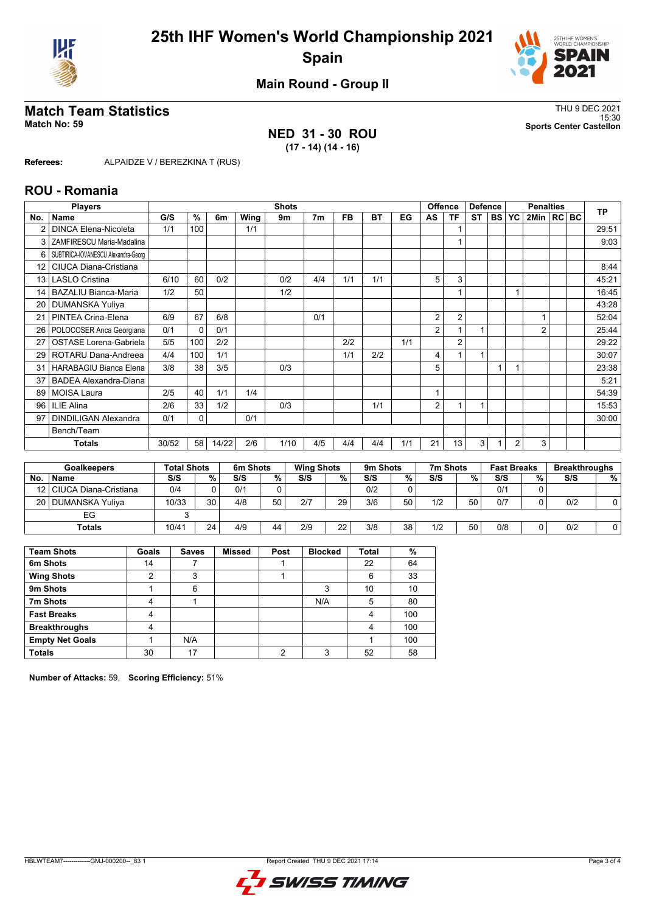# 25th IHF Women's World Championship 2021
## Spain

### Main Round - Group II

## Match Team Statistics

**Match No: 59**

THU 9 DEC 2021
15:30
**Sports Center Castellon**

**NED 31 - 30 ROU**
**(17 - 14) (14 - 16)**

**Referees:** ALPAIDZE V / BEREZKINA T (RUS)

## ROU - Romania

| No. | Name | G/S | % | 6m | Wing | 9m | 7m | FB | BT | EG | AS | TF | ST | BS | YC | 2Min | RC | BC | TP |
|---|---|---|---|---|---|---|---|---|---|---|---|---|---|---|---|---|---|---|---|
| 2 | DINCA Elena-Nicoleta | 1/1 | 100 | | 1/1 | | | | | | | 1 | | | | | | | 29:51 |
| 3 | ZAMFIRESCU Maria-Madalina | | | | | | | | | | | 1 | | | | | | | 9:03 |
| 6 | SUBTIRICA-IOVANESCU Alexandra-Georg | | | | | | | | | | | | | | | | | | |
| 12 | CIUCA Diana-Cristiana | | | | | | | | | | | | | | | | | | 8:44 |
| 13 | LASLO Cristina | 6/10 | 60 | 0/2 | | 0/2 | 4/4 | 1/1 | 1/1 | | 5 | 3 | | | | | | | 45:21 |
| 14 | BAZALIU Bianca-Maria | 1/2 | 50 | | | 1/2 | | | | | | 1 | | | 1 | | | | 16:45 |
| 20 | DUMANSKA Yuliya | | | | | | | | | | | | | | | | | | 43:28 |
| 21 | PINTEA Crina-Elena | 6/9 | 67 | 6/8 | | | 0/1 | | | | 2 | 2 | | | | 1 | | | 52:04 |
| 26 | POLOCOSER Anca Georgiana | 0/1 | 0 | 0/1 | | | | | | | 2 | 1 | 1 | | | 2 | | | 25:44 |
| 27 | OSTASE Lorena-Gabriela | 5/5 | 100 | 2/2 | | | | 2/2 | | 1/1 | | 2 | | | | | | | 29:22 |
| 29 | ROTARU Dana-Andreea | 4/4 | 100 | 1/1 | | | | 1/1 | 2/2 | | 4 | 1 | 1 | | | | | | 30:07 |
| 31 | HARABAGIU Bianca Elena | 3/8 | 38 | 3/5 | | 0/3 | | | | | 5 | | | 1 | 1 | | | | 23:38 |
| 37 | BADEA Alexandra-Diana | | | | | | | | | | | | | | | | | | 5:21 |
| 89 | MOISA Laura | 2/5 | 40 | 1/1 | 1/4 | | | | | | 1 | | | | | | | | 54:39 |
| 96 | ILIE Alina | 2/6 | 33 | 1/2 | | 0/3 | | | 1/1 | | 2 | 1 | 1 | | | | | | 15:53 |
| 97 | DINDILIGAN Alexandra | 0/1 | 0 | | 0/1 | | | | | | | | | | | | | | 30:00 |
| | Bench/Team | | | | | | | | | | | | | | | | | | |
| | **Totals** | 30/52 | 58 | 14/22 | 2/6 | 1/10 | 4/5 | 4/4 | 4/4 | 1/1 | 21 | 13 | 3 | 1 | 2 | 3 | | | |

| No. | Goalkeepers Name | Total Shots S/S | % | 6m Shots S/S | % | Wing Shots S/S | % | 9m Shots S/S | % | 7m Shots S/S | % | Fast Breaks S/S | % | Breakthroughs S/S | % |
|---|---|---|---|---|---|---|---|---|---|---|---|---|---|---|---|
| 12 | CIUCA Diana-Cristiana | 0/4 | 0 | 0/1 | 0 | | | 0/2 | 0 | | | 0/1 | 0 | | |
| 20 | DUMANSKA Yuliya | 10/33 | 30 | 4/8 | 50 | 2/7 | 29 | 3/6 | 50 | 1/2 | 50 | 0/7 | 0 | 0/2 | 0 |
| | EG | 3 | | | | | | | | | | | | | |
| | **Totals** | 10/41 | 24 | 4/9 | 44 | 2/9 | 22 | 3/8 | 38 | 1/2 | 50 | 0/8 | 0 | 0/2 | 0 |

| Team Shots | Goals | Saves | Missed | Post | Blocked | Total | % |
|---|---|---|---|---|---|---|---|
| 6m Shots | 14 | 7 | | 1 | | 22 | 64 |
| Wing Shots | 2 | 3 | | 1 | | 6 | 33 |
| 9m Shots | 1 | 6 | | | 3 | 10 | 10 |
| 7m Shots | 4 | 1 | | | N/A | 5 | 80 |
| Fast Breaks | 4 | | | | | 4 | 100 |
| Breakthroughs | 4 | | | | | 4 | 100 |
| Empty Net Goals | 1 | N/A | | | | 1 | 100 |
| Totals | 30 | 17 | | 2 | 3 | 52 | 58 |

**Number of Attacks:** 59, **Scoring Efficiency:** 51%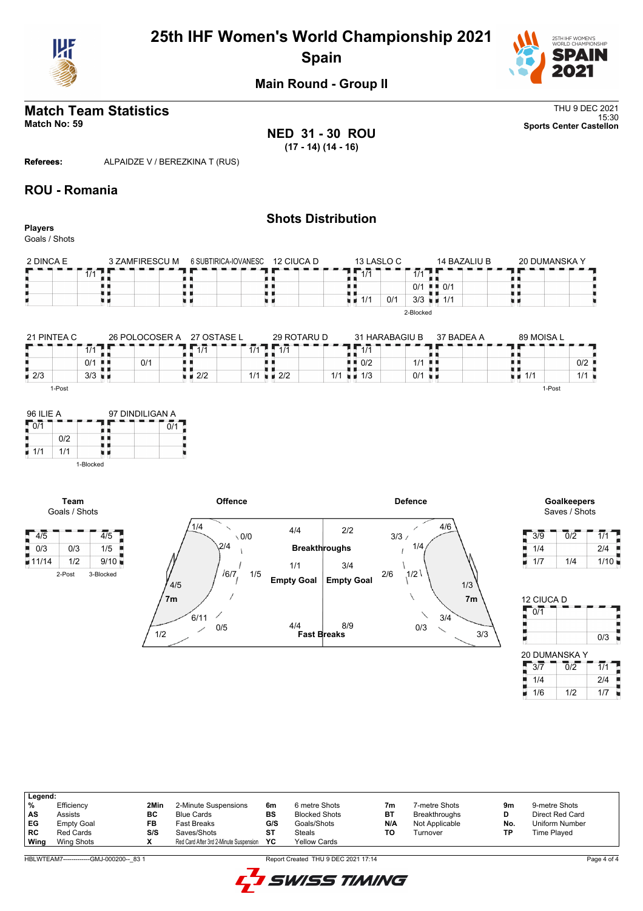# 25th IHF Women's World Championship 2021
## Spain

### Main Round - Group II

## Match Team Statistics

Match No: 59

THU 9 DEC 2021
15:30
Sports Center Castellon

**NED 31 - 30 ROU**
**(17 - 14) (14 - 16)**

**Referees:** ALPAIDZE V / BEREZKINA T (RUS)

## ROU - Romania

### Shots Distribution

**Players**
Goals / Shots

2 DINCA E

| | | |
|---|---|---|
| | | 1/1 |
| | | |
| | | |

3 ZAMFIRESCU M

| | | |
|---|---|---|
| | | |
| | | |
| | | |

6 SUBTIRICA-IOVANESC

| | | |
|---|---|---|
| | | |
| | | |
| | | |

12 CIUCA D

| | | |
|---|---|---|
| | | |
| | | |
| | | |

13 LASLO C

| | | |
|---|---|---|
| 1/1 | | 1/1 |
| | | 0/1 |
| 1/1 | 0/1 | 3/3 |

2-Blocked

14 BAZALIU B

| | | |
|---|---|---|
| | | |
| 0/1 | | |
| 1/1 | | |

20 DUMANSKA Y

| | | |
|---|---|---|
| | | |
| | | |
| | | |

21 PINTEA C

| | | |
|---|---|---|
| | | 1/1 |
| | | 0/1 |
| 2/3 | | 3/3 |

1-Post

26 POLOCOSER A

| | | |
|---|---|---|
| | | |
| | 0/1 | |
| | | |

27 OSTASE L

| | | |
|---|---|---|
| 1/1 | | 1/1 |
| | | |
| 2/2 | | 1/1 |

29 ROTARU D

| | | |
|---|---|---|
| 1/1 | | |
| | | |
| 2/2 | | 1/1 |

31 HARABAGIU B

| | | |
|---|---|---|
| 1/1 | | |
| 0/2 | | 1/1 |
| 1/3 | | 0/1 |

37 BADEA A

| | | |
|---|---|---|
| | | |
| | | |
| | | |

89 MOISA L

| | | |
|---|---|---|
| | | |
| | | 0/2 |
| 1/1 | | 1/1 |

1-Post

96 ILIE A

| | | |
|---|---|---|
| 0/1 | | |
| | 0/2 | |
| 1/1 | 1/1 | |

1-Blocked

97 DINDILIGAN A

| | | |
|---|---|---|
| | | 0/1 |
| | | |
| | | |

**Team**
Goals / Shots

| | | |
|---|---|---|
| 4/5 | | 4/5 |
| 0/3 | 0/3 | 1/5 |
| 11/14 | 1/2 | 9/10 |

2-Post 3-Blocked

**Offence**

1/4
0/0
2/4
4/5
7m
/6/7
1/5
6/11
0/5
1/2

4/4 | 2/2
Breakthroughs
1/1 | 3/4
Empty Goal | Empty Goal
4/4 | 8/9
Fast Breaks

**Defence**

3/3
4/6
1/4
2/6
1/2
1/3
7m
3/4
0/3
3/3

**Goalkeepers**
Saves / Shots

| | | |
|---|---|---|
| 3/9 | 0/2 | 1/1 |
| 1/4 | | 2/4 |
| 1/7 | 1/4 | 1/10 |

12 CIUCA D

| | | |
|---|---|---|
| 0/1 | | |
| | | |
| | | 0/3 |

20 DUMANSKA Y

| | | |
|---|---|---|
| 3/7 | 0/2 | 1/1 |
| 1/4 | | 2/4 |
| 1/6 | 1/2 | 1/7 |

| Legend: | | | | | | | | | |
|---|---|---|---|---|---|---|---|---|---|
| % | Efficiency | 2Min | 2-Minute Suspensions | 6m | 6 metre Shots | 7m | 7-metre Shots | 9m | 9-metre Shots |
| AS | Assists | BC | Blue Cards | BS | Blocked Shots | BT | Breakthroughs | D | Direct Red Card |
| EG | Empty Goal | FB | Fast Breaks | G/S | Goals/Shots | N/A | Not Applicable | No. | Uniform Number |
| RC | Red Cards | S/S | Saves/Shots | ST | Steals | TO | Turnover | TP | Time Played |
| Wing | Wing Shots | X | Red Card After 3rd 2-Minute Suspension | YC | Yellow Cards | | | | |

HBLWTEAM7--------------GMJ-000200--_83 1 Report Created THU 9 DEC 2021 17:14